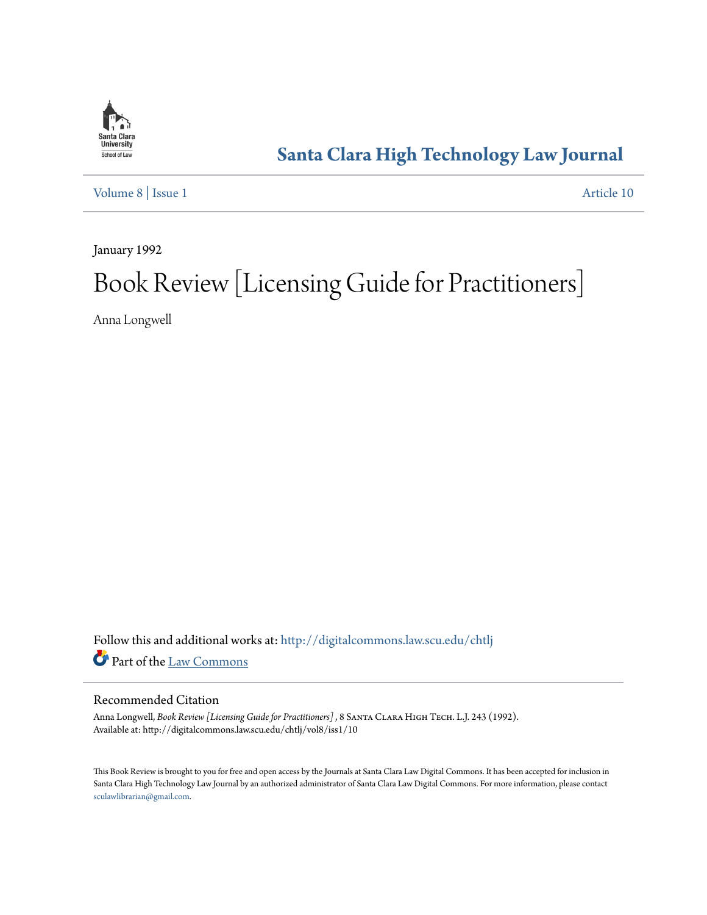Santa Clara High Technology Law Journal

Volume 8 | Issue 1 Article 10

January 1992

# Book Review [Licensing Guide for Practitioners]

Anna Longwell

Follow this and additional works at: http://digitalcommons.law.scu.edu/chtlj

Part of the Law Commons

## Recommended Citation

Anna Longwell, *Book Review [Licensing Guide for Practitioners]* , 8 Santa Clara High Tech. L.J. 243 (1992).
Available at: http://digitalcommons.law.scu.edu/chtlj/vol8/iss1/10

This Book Review is brought to you for free and open access by the Journals at Santa Clara Law Digital Commons. It has been accepted for inclusion in Santa Clara High Technology Law Journal by an authorized administrator of Santa Clara Law Digital Commons. For more information, please contact sculawlibrarian@gmail.com.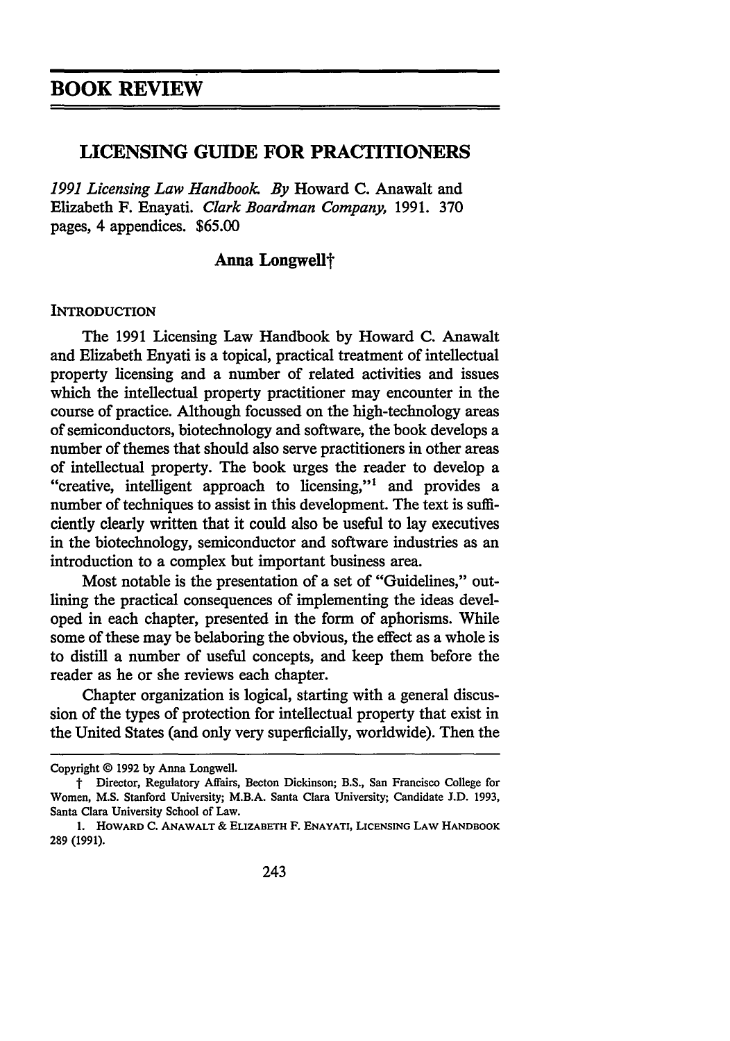# BOOK REVIEW

## LICENSING GUIDE FOR PRACTITIONERS

*1991 Licensing Law Handbook. By* Howard C. Anawalt and Elizabeth F. Enayati. *Clark Boardman Company,* 1991. 370 pages, 4 appendices. $65.00

**Anna Longwell†**

INTRODUCTION

The 1991 Licensing Law Handbook by Howard C. Anawalt and Elizabeth Enyati is a topical, practical treatment of intellectual property licensing and a number of related activities and issues which the intellectual property practitioner may encounter in the course of practice. Although focussed on the high-technology areas of semiconductors, biotechnology and software, the book develops a number of themes that should also serve practitioners in other areas of intellectual property. The book urges the reader to develop a "creative, intelligent approach to licensing,"[1] and provides a number of techniques to assist in this development. The text is sufficiently clearly written that it could also be useful to lay executives in the biotechnology, semiconductor and software industries as an introduction to a complex but important business area.

Most notable is the presentation of a set of "Guidelines," outlining the practical consequences of implementing the ideas developed in each chapter, presented in the form of aphorisms. While some of these may be belaboring the obvious, the effect as a whole is to distill a number of useful concepts, and keep them before the reader as he or she reviews each chapter.

Chapter organization is logical, starting with a general discussion of the types of protection for intellectual property that exist in the United States (and only very superficially, worldwide). Then the

---

Copyright © 1992 by Anna Longwell.

† Director, Regulatory Affairs, Becton Dickinson; B.S., San Francisco College for Women, M.S. Stanford University; M.B.A. Santa Clara University; Candidate J.D. 1993, Santa Clara University School of Law.

1. HOWARD C. ANAWALT & ELIZABETH F. ENAYATI, LICENSING LAW HANDBOOK 289 (1991).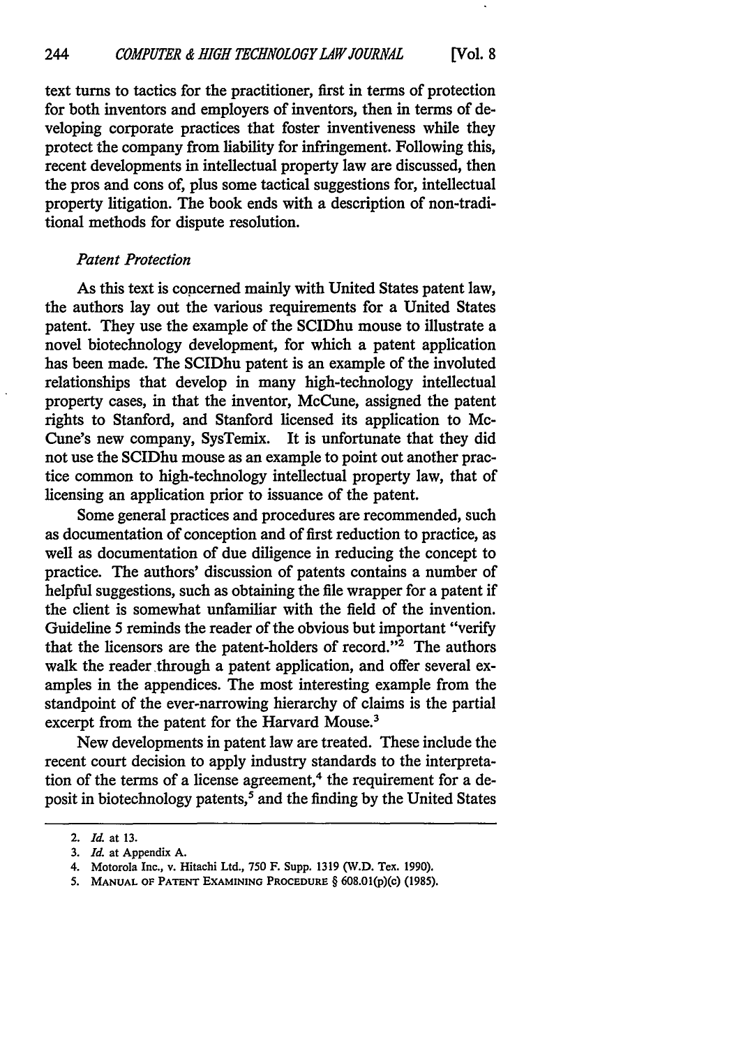text turns to tactics for the practitioner, first in terms of protection for both inventors and employers of inventors, then in terms of developing corporate practices that foster inventiveness while they protect the company from liability for infringement. Following this, recent developments in intellectual property law are discussed, then the pros and cons of, plus some tactical suggestions for, intellectual property litigation. The book ends with a description of non-traditional methods for dispute resolution.

*Patent Protection*

As this text is concerned mainly with United States patent law, the authors lay out the various requirements for a United States patent. They use the example of the SCIDhu mouse to illustrate a novel biotechnology development, for which a patent application has been made. The SCIDhu patent is an example of the involuted relationships that develop in many high-technology intellectual property cases, in that the inventor, McCune, assigned the patent rights to Stanford, and Stanford licensed its application to McCune's new company, SysTemix. It is unfortunate that they did not use the SCIDhu mouse as an example to point out another practice common to high-technology intellectual property law, that of licensing an application prior to issuance of the patent.

Some general practices and procedures are recommended, such as documentation of conception and of first reduction to practice, as well as documentation of due diligence in reducing the concept to practice. The authors' discussion of patents contains a number of helpful suggestions, such as obtaining the file wrapper for a patent if the client is somewhat unfamiliar with the field of the invention. Guideline 5 reminds the reader of the obvious but important "verify that the licensors are the patent-holders of record."[2] The authors walk the reader through a patent application, and offer several examples in the appendices. The most interesting example from the standpoint of the ever-narrowing hierarchy of claims is the partial excerpt from the patent for the Harvard Mouse.[3]

New developments in patent law are treated. These include the recent court decision to apply industry standards to the interpretation of the terms of a license agreement,[4] the requirement for a deposit in biotechnology patents,[5] and the finding by the United States

---

2. *Id.* at 13.
3. *Id.* at Appendix A.
4. Motorola Inc., v. Hitachi Ltd., 750 F. Supp. 1319 (W.D. Tex. 1990).
5. MANUAL OF PATENT EXAMINING PROCEDURE § 608.01(p)(c) (1985).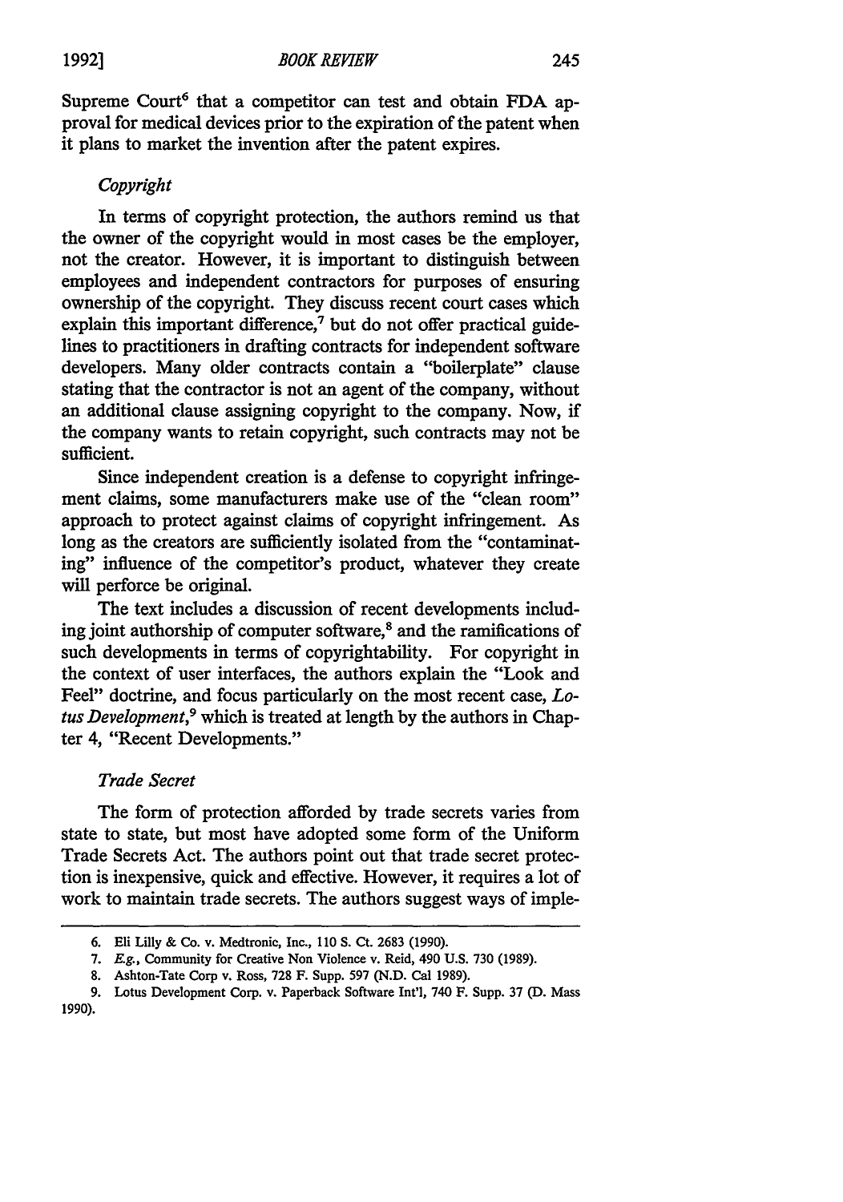Supreme Court[6] that a competitor can test and obtain FDA approval for medical devices prior to the expiration of the patent when it plans to market the invention after the patent expires.

### *Copyright*

In terms of copyright protection, the authors remind us that the owner of the copyright would in most cases be the employer, not the creator. However, it is important to distinguish between employees and independent contractors for purposes of ensuring ownership of the copyright. They discuss recent court cases which explain this important difference,[7] but do not offer practical guidelines to practitioners in drafting contracts for independent software developers. Many older contracts contain a "boilerplate" clause stating that the contractor is not an agent of the company, without an additional clause assigning copyright to the company. Now, if the company wants to retain copyright, such contracts may not be sufficient.

Since independent creation is a defense to copyright infringement claims, some manufacturers make use of the "clean room" approach to protect against claims of copyright infringement. As long as the creators are sufficiently isolated from the "contaminating" influence of the competitor's product, whatever they create will perforce be original.

The text includes a discussion of recent developments including joint authorship of computer software,[8] and the ramifications of such developments in terms of copyrightability. For copyright in the context of user interfaces, the authors explain the "Look and Feel" doctrine, and focus particularly on the most recent case, *Lotus Development*,[9] which is treated at length by the authors in Chapter 4, "Recent Developments."

### *Trade Secret*

The form of protection afforded by trade secrets varies from state to state, but most have adopted some form of the Uniform Trade Secrets Act. The authors point out that trade secret protection is inexpensive, quick and effective. However, it requires a lot of work to maintain trade secrets. The authors suggest ways of imple-

---

6. Eli Lilly & Co. v. Medtronic, Inc., 110 S. Ct. 2683 (1990).

7. *E.g.*, Community for Creative Non Violence v. Reid, 490 U.S. 730 (1989).

8. Ashton-Tate Corp v. Ross, 728 F. Supp. 597 (N.D. Cal 1989).

9. Lotus Development Corp. v. Paperback Software Int'l, 740 F. Supp. 37 (D. Mass 1990).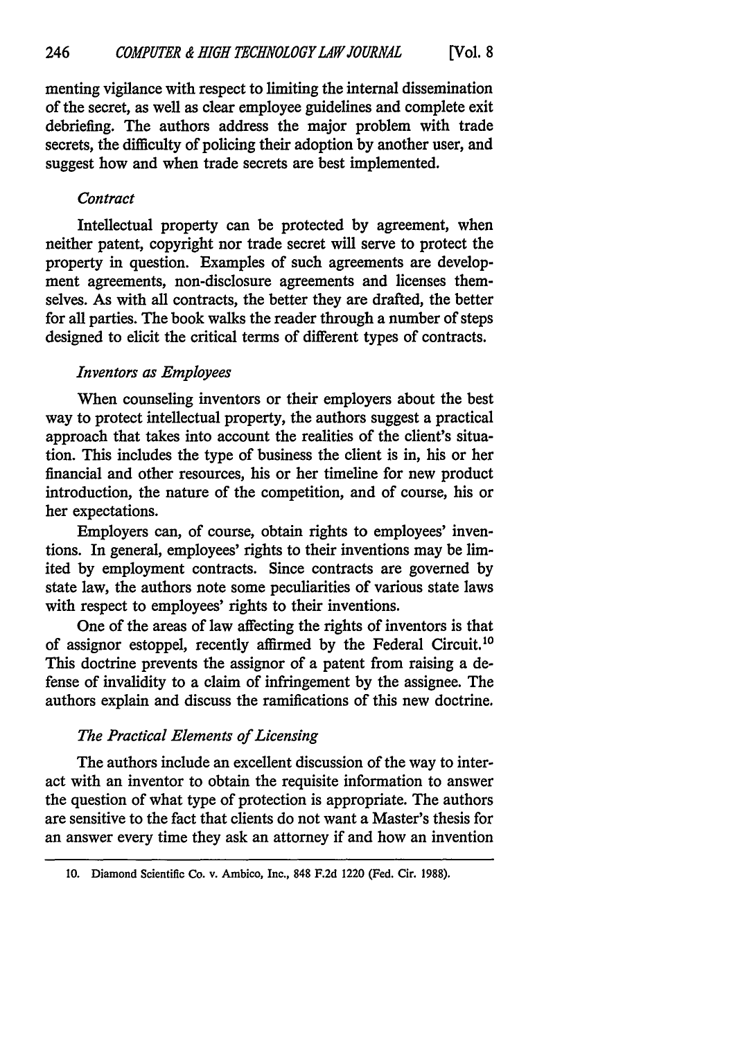menting vigilance with respect to limiting the internal dissemination of the secret, as well as clear employee guidelines and complete exit debriefing. The authors address the major problem with trade secrets, the difficulty of policing their adoption by another user, and suggest how and when trade secrets are best implemented.

### *Contract*

Intellectual property can be protected by agreement, when neither patent, copyright nor trade secret will serve to protect the property in question. Examples of such agreements are development agreements, non-disclosure agreements and licenses themselves. As with all contracts, the better they are drafted, the better for all parties. The book walks the reader through a number of steps designed to elicit the critical terms of different types of contracts.

### *Inventors as Employees*

When counseling inventors or their employers about the best way to protect intellectual property, the authors suggest a practical approach that takes into account the realities of the client's situation. This includes the type of business the client is in, his or her financial and other resources, his or her timeline for new product introduction, the nature of the competition, and of course, his or her expectations.

Employers can, of course, obtain rights to employees' inventions. In general, employees' rights to their inventions may be limited by employment contracts. Since contracts are governed by state law, the authors note some peculiarities of various state laws with respect to employees' rights to their inventions.

One of the areas of law affecting the rights of inventors is that of assignor estoppel, recently affirmed by the Federal Circuit.[10] This doctrine prevents the assignor of a patent from raising a defense of invalidity to a claim of infringement by the assignee. The authors explain and discuss the ramifications of this new doctrine.

### *The Practical Elements of Licensing*

The authors include an excellent discussion of the way to interact with an inventor to obtain the requisite information to answer the question of what type of protection is appropriate. The authors are sensitive to the fact that clients do not want a Master's thesis for an answer every time they ask an attorney if and how an invention

10. Diamond Scientific Co. v. Ambico, Inc., 848 F.2d 1220 (Fed. Cir. 1988).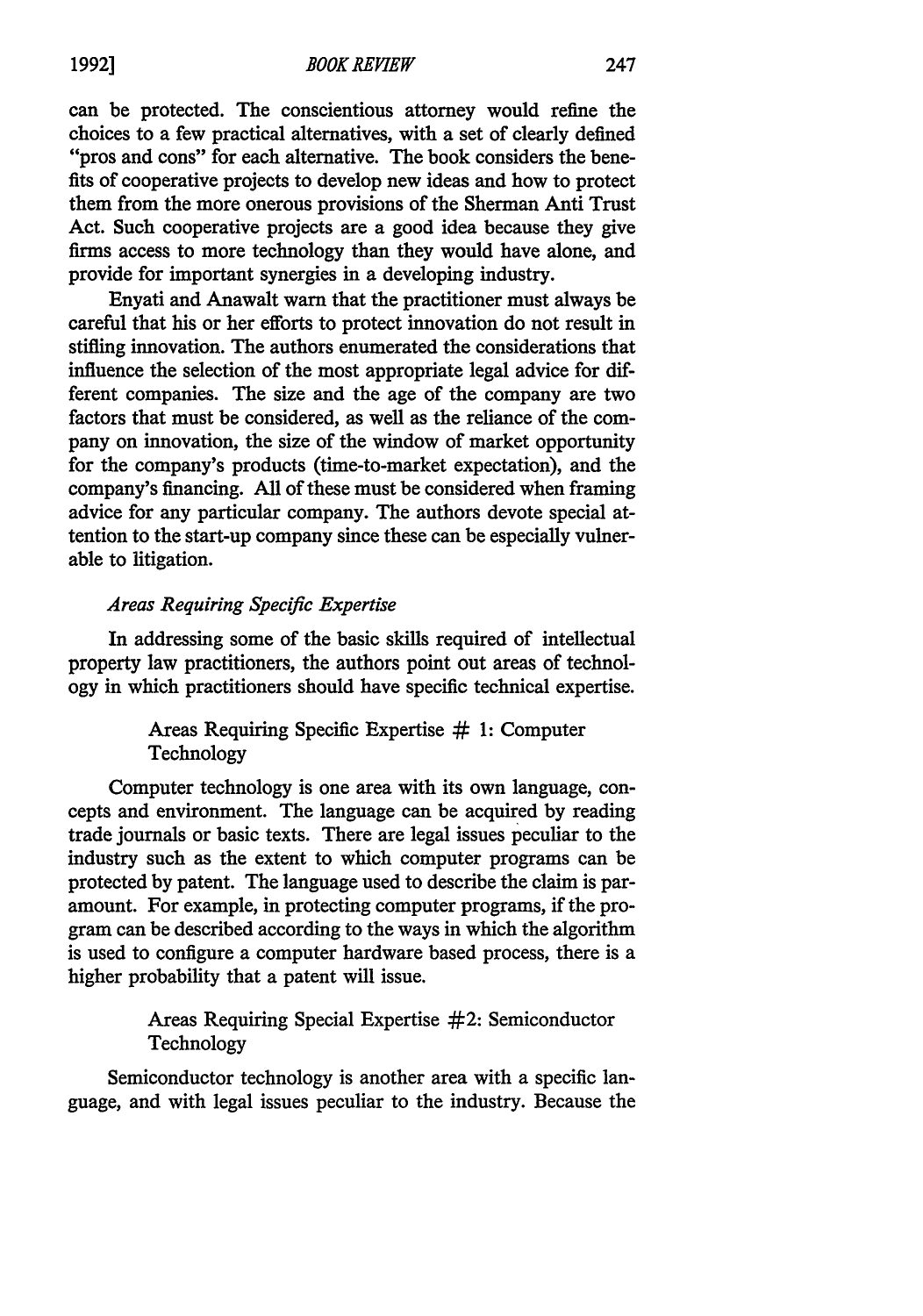can be protected. The conscientious attorney would refine the choices to a few practical alternatives, with a set of clearly defined "pros and cons" for each alternative. The book considers the benefits of cooperative projects to develop new ideas and how to protect them from the more onerous provisions of the Sherman Anti Trust Act. Such cooperative projects are a good idea because they give firms access to more technology than they would have alone, and provide for important synergies in a developing industry.

Enyati and Anawalt warn that the practitioner must always be careful that his or her efforts to protect innovation do not result in stifling innovation. The authors enumerated the considerations that influence the selection of the most appropriate legal advice for different companies. The size and the age of the company are two factors that must be considered, as well as the reliance of the company on innovation, the size of the window of market opportunity for the company's products (time-to-market expectation), and the company's financing. All of these must be considered when framing advice for any particular company. The authors devote special attention to the start-up company since these can be especially vulnerable to litigation.

### *Areas Requiring Specific Expertise*

In addressing some of the basic skills required of intellectual property law practitioners, the authors point out areas of technology in which practitioners should have specific technical expertise.

#### Areas Requiring Specific Expertise # 1: Computer Technology

Computer technology is one area with its own language, concepts and environment. The language can be acquired by reading trade journals or basic texts. There are legal issues peculiar to the industry such as the extent to which computer programs can be protected by patent. The language used to describe the claim is paramount. For example, in protecting computer programs, if the program can be described according to the ways in which the algorithm is used to configure a computer hardware based process, there is a higher probability that a patent will issue.

#### Areas Requiring Special Expertise #2: Semiconductor Technology

Semiconductor technology is another area with a specific language, and with legal issues peculiar to the industry. Because the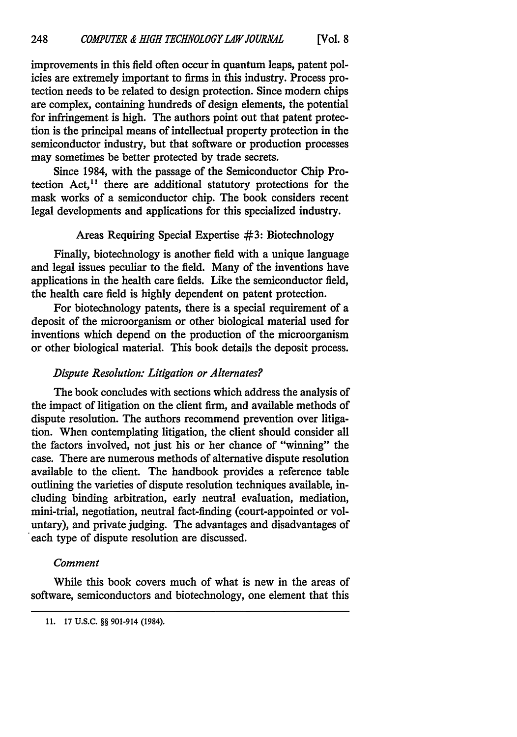improvements in this field often occur in quantum leaps, patent policies are extremely important to firms in this industry. Process protection needs to be related to design protection. Since modern chips are complex, containing hundreds of design elements, the potential for infringement is high. The authors point out that patent protection is the principal means of intellectual property protection in the semiconductor industry, but that software or production processes may sometimes be better protected by trade secrets.

Since 1984, with the passage of the Semiconductor Chip Protection Act,[11] there are additional statutory protections for the mask works of a semiconductor chip. The book considers recent legal developments and applications for this specialized industry.

Areas Requiring Special Expertise #3: Biotechnology

Finally, biotechnology is another field with a unique language and legal issues peculiar to the field. Many of the inventions have applications in the health care fields. Like the semiconductor field, the health care field is highly dependent on patent protection.

For biotechnology patents, there is a special requirement of a deposit of the microorganism or other biological material used for inventions which depend on the production of the microorganism or other biological material. This book details the deposit process.

*Dispute Resolution: Litigation or Alternates?*

The book concludes with sections which address the analysis of the impact of litigation on the client firm, and available methods of dispute resolution. The authors recommend prevention over litigation. When contemplating litigation, the client should consider all the factors involved, not just his or her chance of "winning" the case. There are numerous methods of alternative dispute resolution available to the client. The handbook provides a reference table outlining the varieties of dispute resolution techniques available, including binding arbitration, early neutral evaluation, mediation, mini-trial, negotiation, neutral fact-finding (court-appointed or voluntary), and private judging. The advantages and disadvantages of each type of dispute resolution are discussed.

*Comment*

While this book covers much of what is new in the areas of software, semiconductors and biotechnology, one element that this

---

11. 17 U.S.C. §§ 901-914 (1984).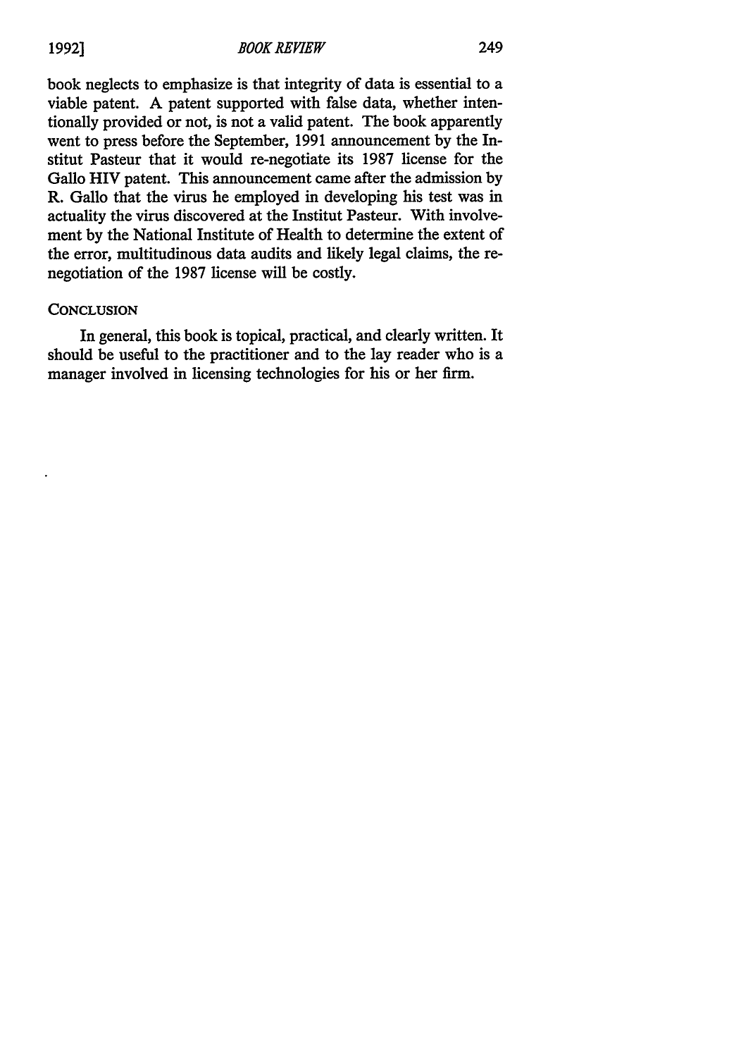book neglects to emphasize is that integrity of data is essential to a viable patent. A patent supported with false data, whether intentionally provided or not, is not a valid patent. The book apparently went to press before the September, 1991 announcement by the Institut Pasteur that it would re-negotiate its 1987 license for the Gallo HIV patent. This announcement came after the admission by R. Gallo that the virus he employed in developing his test was in actuality the virus discovered at the Institut Pasteur. With involvement by the National Institute of Health to determine the extent of the error, multitudinous data audits and likely legal claims, the re-negotiation of the 1987 license will be costly.

## CONCLUSION

In general, this book is topical, practical, and clearly written. It should be useful to the practitioner and to the lay reader who is a manager involved in licensing technologies for his or her firm.